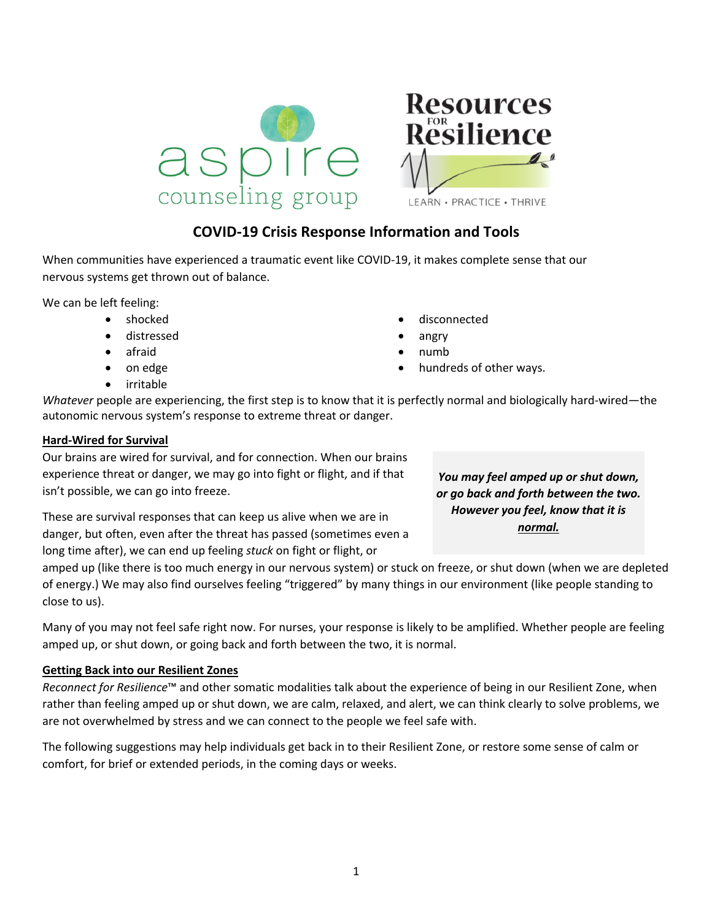aspire counseling group

Resources for Resilience

LEARN • PRACTICE • THRIVE

# COVID-19 Crisis Response Information and Tools

When communities have experienced a traumatic event like COVID-19, it makes complete sense that our nervous systems get thrown out of balance.

We can be left feeling:

- shocked
- distressed
- afraid
- on edge
- irritable
- disconnected
- angry
- numb
- hundreds of other ways.

*Whatever* people are experiencing, the first step is to know that it is perfectly normal and biologically hard-wired—the autonomic nervous system's response to extreme threat or danger.

## Hard-Wired for Survival

Our brains are wired for survival, and for connection. When our brains experience threat or danger, we may go into fight or flight, and if that isn't possible, we can go into freeze.

> ***You may feel amped up or shut down, or go back and forth between the two. However you feel, know that it is normal.***

These are survival responses that can keep us alive when we are in danger, but often, even after the threat has passed (sometimes even a long time after), we can end up feeling *stuck* on fight or flight, or amped up (like there is too much energy in our nervous system) or stuck on freeze, or shut down (when we are depleted of energy.) We may also find ourselves feeling "triggered" by many things in our environment (like people standing to close to us).

Many of you may not feel safe right now. For nurses, your response is likely to be amplified. Whether people are feeling amped up, or shut down, or going back and forth between the two, it is normal.

## Getting Back into our Resilient Zones

*Reconnect for Resilience*™ and other somatic modalities talk about the experience of being in our Resilient Zone, when rather than feeling amped up or shut down, we are calm, relaxed, and alert, we can think clearly to solve problems, we are not overwhelmed by stress and we can connect to the people we feel safe with.

The following suggestions may help individuals get back in to their Resilient Zone, or restore some sense of calm or comfort, for brief or extended periods, in the coming days or weeks.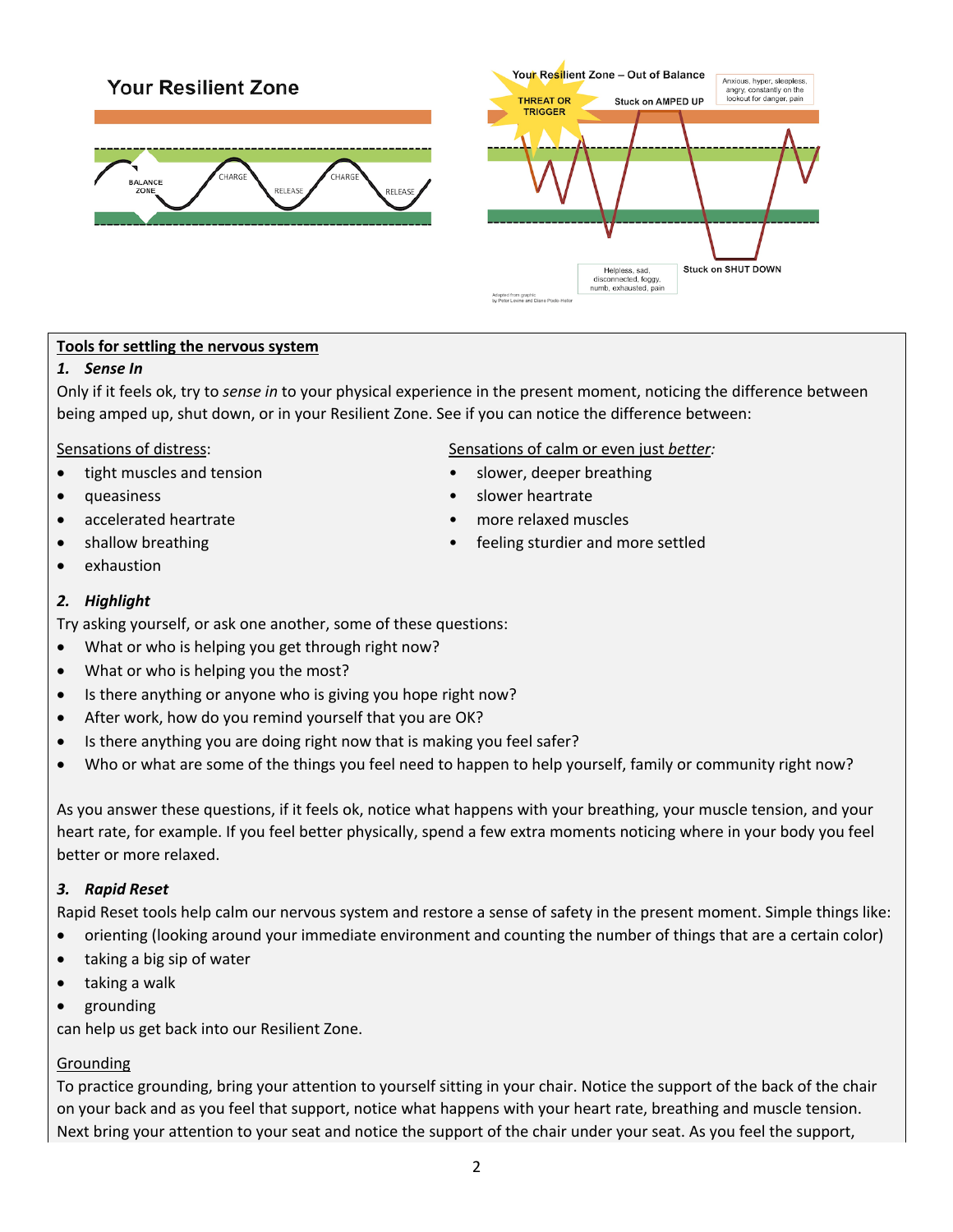Your Resilient Zone

BALANCE ZONE — CHARGE — RELEASE — CHARGE — RELEASE

Your Resilient Zone – Out of Balance

THREAT OR TRIGGER

Stuck on AMPED UP

Anxious, hyper, sleepless, angry, constantly on the lookout for danger, pain

Stuck on SHUT DOWN

Helpless, sad, disconnected, foggy, numb, exhausted, pain

Adapted from graphic by Peter Levine and Diane Poole-Heller

## Tools for settling the nervous system

### 1. *Sense In*

Only if it feels ok, try to *sense in* to your physical experience in the present moment, noticing the difference between being amped up, shut down, or in your Resilient Zone. See if you can notice the difference between:

Sensations of distress:

- tight muscles and tension
- queasiness
- accelerated heartrate
- shallow breathing
- exhaustion

Sensations of calm or even just *better*:

- slower, deeper breathing
- slower heartrate
- more relaxed muscles
- feeling sturdier and more settled

### 2. *Highlight*

Try asking yourself, or ask one another, some of these questions:

- What or who is helping you get through right now?
- What or who is helping you the most?
- Is there anything or anyone who is giving you hope right now?
- After work, how do you remind yourself that you are OK?
- Is there anything you are doing right now that is making you feel safer?
- Who or what are some of the things you feel need to happen to help yourself, family or community right now?

As you answer these questions, if it feels ok, notice what happens with your breathing, your muscle tension, and your heart rate, for example. If you feel better physically, spend a few extra moments noticing where in your body you feel better or more relaxed.

### 3. *Rapid Reset*

Rapid Reset tools help calm our nervous system and restore a sense of safety in the present moment. Simple things like:

- orienting (looking around your immediate environment and counting the number of things that are a certain color)
- taking a big sip of water
- taking a walk
- grounding

can help us get back into our Resilient Zone.

Grounding

To practice grounding, bring your attention to yourself sitting in your chair. Notice the support of the back of the chair on your back and as you feel that support, notice what happens with your heart rate, breathing and muscle tension. Next bring your attention to your seat and notice the support of the chair under your seat. As you feel the support,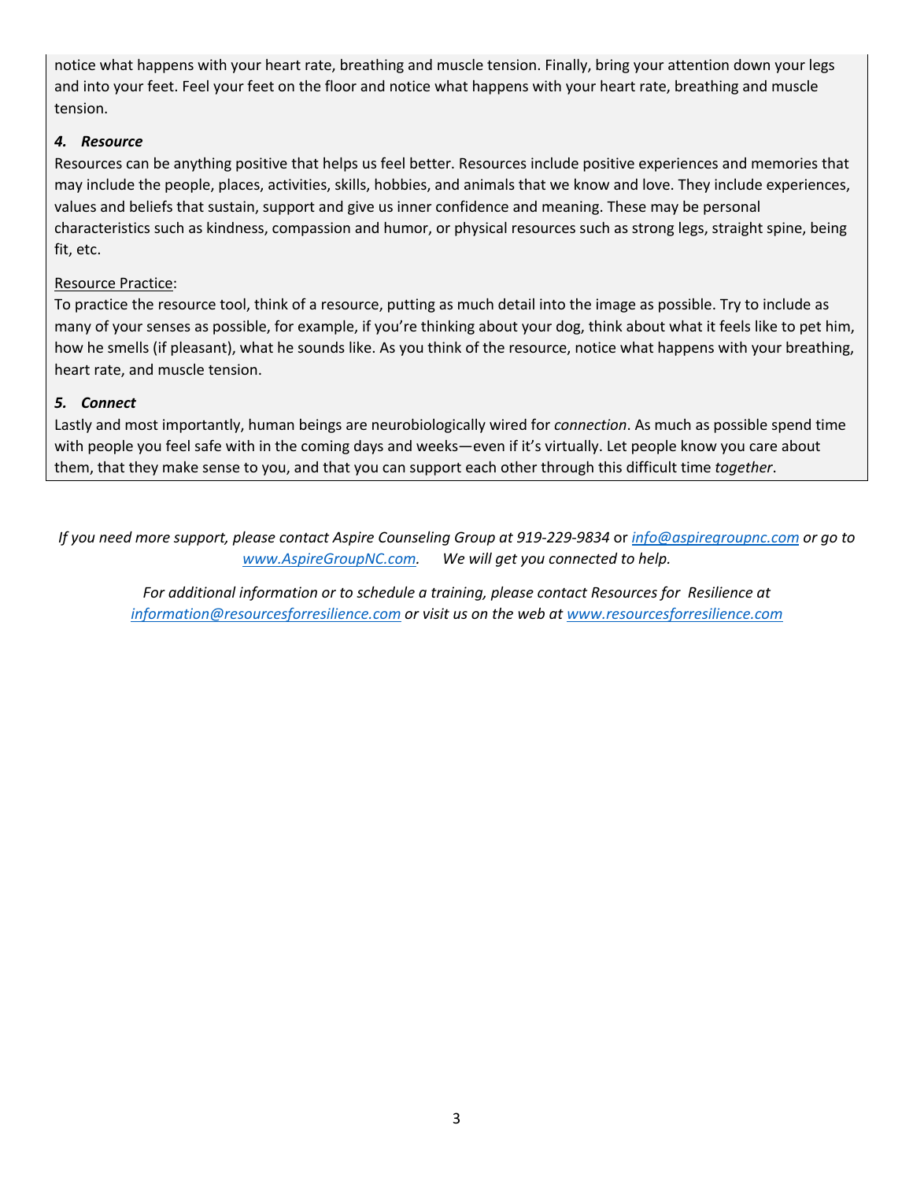notice what happens with your heart rate, breathing and muscle tension. Finally, bring your attention down your legs and into your feet. Feel your feet on the floor and notice what happens with your heart rate, breathing and muscle tension.

***4. Resource***

Resources can be anything positive that helps us feel better. Resources include positive experiences and memories that may include the people, places, activities, skills, hobbies, and animals that we know and love. They include experiences, values and beliefs that sustain, support and give us inner confidence and meaning. These may be personal characteristics such as kindness, compassion and humor, or physical resources such as strong legs, straight spine, being fit, etc.

Resource Practice:

To practice the resource tool, think of a resource, putting as much detail into the image as possible. Try to include as many of your senses as possible, for example, if you're thinking about your dog, think about what it feels like to pet him, how he smells (if pleasant), what he sounds like. As you think of the resource, notice what happens with your breathing, heart rate, and muscle tension.

***5. Connect***

Lastly and most importantly, human beings are neurobiologically wired for *connection*. As much as possible spend time with people you feel safe with in the coming days and weeks—even if it's virtually. Let people know you care about them, that they make sense to you, and that you can support each other through this difficult time *together*.

*If you need more support, please contact Aspire Counseling Group at 919-229-9834* or *[info@aspiregroupnc.com](mailto:info@aspiregroupnc.com) or go to [www.AspireGroupNC.com](http://www.AspireGroupNC.com). We will get you connected to help.*

*For additional information or to schedule a training, please contact Resources for Resilience at [information@resourcesforresilience.com](mailto:information@resourcesforresilience.com) or visit us on the web at [www.resourcesforresilience.com](http://www.resourcesforresilience.com)*